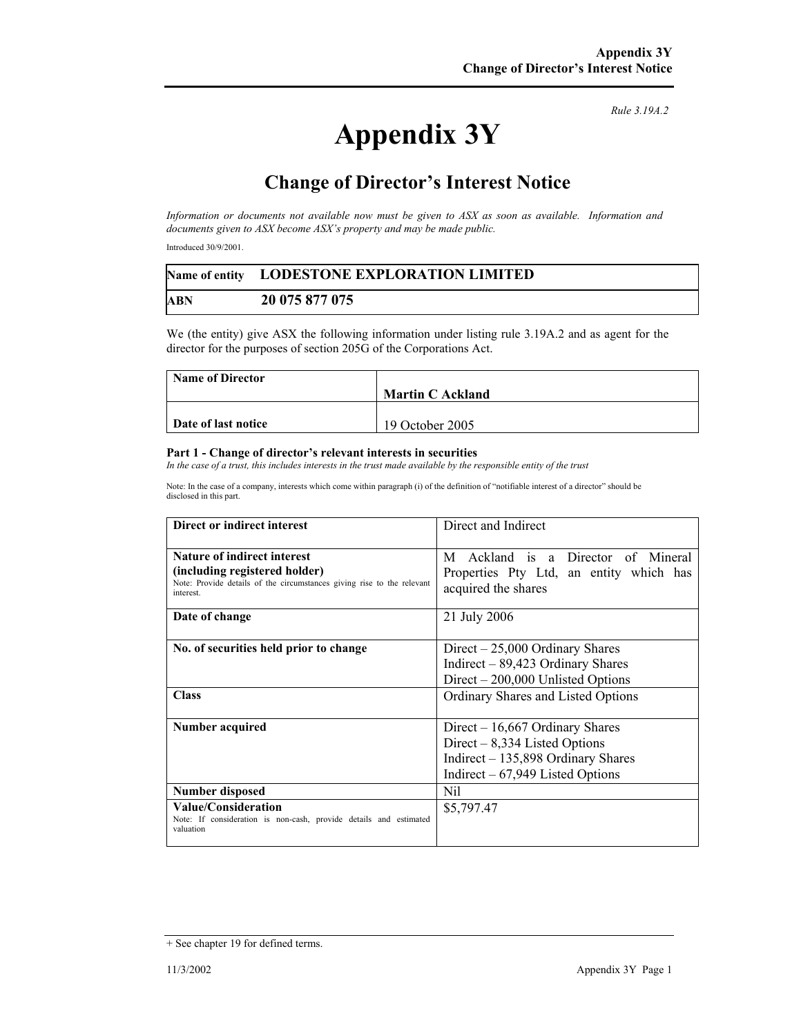Rule 3.19A.2

# Appendix 3Y

## Change of Director's Interest Notice

*Information or documents not available now must be given to ASX as soon as available. Information and documents given to ASX become ASX's property and may be made public.*

Introduced 30/9/2001.

| Name of entity | LODESTONE EXPLORATION LIMITED |
|---|---|
| ABN | 20 075 877 075 |

We (the entity) give ASX the following information under listing rule 3.19A.2 and as agent for the director for the purposes of section 205G of the Corporations Act.

| Name of Director | Martin C Ackland |
|---|---|
| Date of last notice | 19 October 2005 |

#### Part 1 - Change of director's relevant interests in securities

*In the case of a trust, this includes interests in the trust made available by the responsible entity of the trust*

Note: In the case of a company, interests which come within paragraph (i) of the definition of "notifiable interest of a director" should be disclosed in this part.

| | |
|---|---|
| **Direct or indirect interest** | Direct and Indirect |
| **Nature of indirect interest (including registered holder)**<br>Note: Provide details of the circumstances giving rise to the relevant interest. | M Ackland is a Director of Mineral Properties Pty Ltd, an entity which has acquired the shares |
| **Date of change** | 21 July 2006 |
| **No. of securities held prior to change** | Direct – 25,000 Ordinary Shares<br>Indirect – 89,423 Ordinary Shares<br>Direct – 200,000 Unlisted Options |
| **Class** | Ordinary Shares and Listed Options |
| **Number acquired** | Direct – 16,667 Ordinary Shares<br>Direct – 8,334 Listed Options<br>Indirect – 135,898 Ordinary Shares<br>Indirect – 67,949 Listed Options |
| **Number disposed** | Nil |
| **Value/Consideration**<br>Note: If consideration is non-cash, provide details and estimated valuation | $5,797.47 |

+ See chapter 19 for defined terms.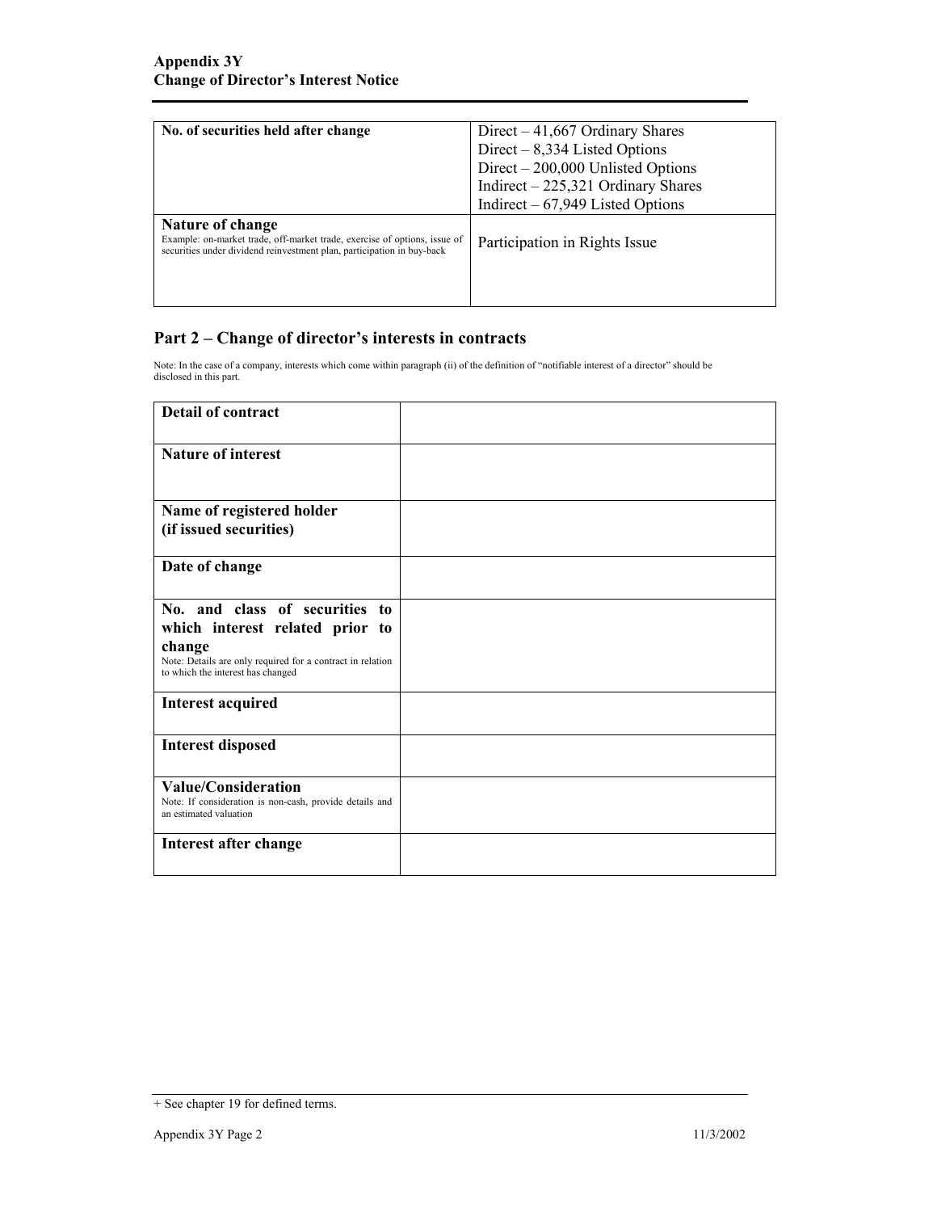| | |
|---|---|
| **No. of securities held after change** | Direct – 41,667 Ordinary Shares<br>Direct – 8,334 Listed Options<br>Direct – 200,000 Unlisted Options<br>Indirect – 225,321 Ordinary Shares<br>Indirect – 67,949 Listed Options |
| **Nature of change**<br>Example: on-market trade, off-market trade, exercise of options, issue of securities under dividend reinvestment plan, participation in buy-back | Participation in Rights Issue |

## Part 2 – Change of director's interests in contracts

Note: In the case of a company, interests which come within paragraph (ii) of the definition of "notifiable interest of a director" should be disclosed in this part.

| | |
|---|---|
| **Detail of contract** | |
| **Nature of interest** | |
| **Name of registered holder (if issued securities)** | |
| **Date of change** | |
| **No. and class of securities to which interest related prior to change**<br>Note: Details are only required for a contract in relation to which the interest has changed | |
| **Interest acquired** | |
| **Interest disposed** | |
| **Value/Consideration**<br>Note: If consideration is non-cash, provide details and an estimated valuation | |
| **Interest after change** | |

+ See chapter 19 for defined terms.